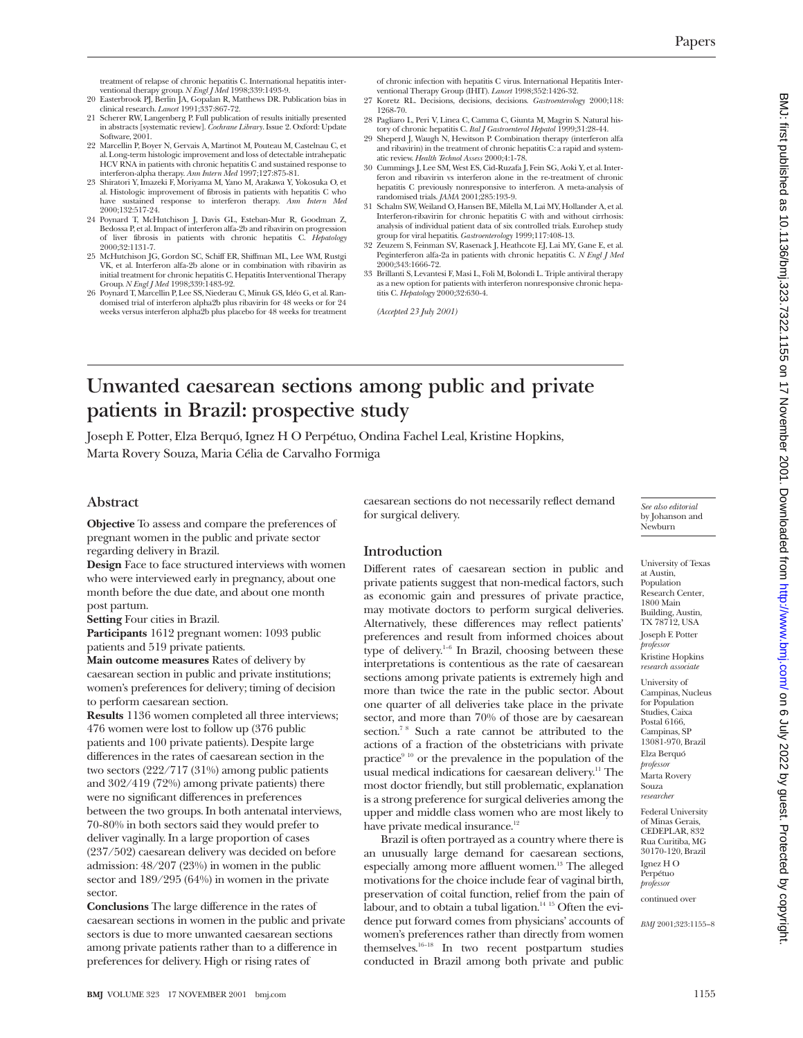treatment of relapse of chronic hepatitis C. International hepatitis interventional therapy group. *N Engl J Med* 1998;339:1493-9.

20 Easterbrook PJ, Berlin JA, Gopalan R, Matthews DR. Publication bias in clinical research. *Lancet* 1991;337:867-72.

21 Scherer RW, Langenberg P. Full publication of results initially presented in abstracts [systematic review]. *Cochrane Library*. Issue 2. Oxford: Update Software, 2001.

22 Marcellin P, Boyer N, Gervais A, Martinot M, Pouteau M, Castelnau C, et al. Long-term histologic improvement and loss of detectable intrahepatic HCV RNA in patients with chronic hepatitis C and sustained response to interferon-alpha therapy. *Ann Intern Med* 1997;127:875-81.

23 Shiratori Y, Imazeki F, Moriyama M, Yano M, Arakawa Y, Yokosuka O, et al. Histologic improvement of fibrosis in patients with hepatitis C who have sustained response to interferon therapy. *Ann Intern Med* 2000;132:517-24.

24 Poynard T, McHutchison J, Davis GL, Esteban-Mur R, Goodman Z, Bedossa P, et al. Impact of interferon alfa-2b and ribavirin on progression of liver fibrosis in patients with chronic hepatitis C. *Hepatology* 2000;32:1131-7.

25 McHutchison JG, Gordon SC, Schiff ER, Shiffman ML, Lee WM, Rustgi VK, et al. Interferon alfa-2b alone or in combination with ribavirin as initial treatment for chronic hepatitis C. Hepatitis Interventional Therapy Group. *N Engl J Med* 1998;339:1483-92.

26 Poynard T, Marcellin P, Lee SS, Niederau C, Minuk GS, Idéo G, et al. Randomised trial of interferon alpha2b plus ribavirin for 48 weeks or for 24 weeks versus interferon alpha2b plus placebo for 48 weeks for treatment of chronic infection with hepatitis C virus. International Hepatitis Interventional Therapy Group (IHIT). *Lancet* 1998;352:1426-32.

27 Koretz RL. Decisions, decisions, decisions. *Gastroenterology* 2000;118:1268-70.

28 Pagliaro L, Peri V, Linea C, Camma C, Giunta M, Magrin S. Natural history of chronic hepatitis C. *Ital J Gastroenterol Hepatol* 1999;31:28-44.

29 Sheperd J, Waugh N, Hewitson P. Combination therapy (interferon alfa and ribavirin) in the treatment of chronic hepatitis C: a rapid and systematic review. *Health Technol Assess* 2000;4:1-78.

30 Cummings J, Lee SM, West ES, Cid-Ruzafa J, Fein SG, Aoki Y, et al. Interferon and ribavirin vs interferon alone in the re-treatment of chronic hepatitis C previously nonresponsive to interferon. A meta-analysis of randomised trials. *JAMA* 2001;285:193-9.

31 Schalm SW, Weiland O, Hansen BE, Milella M, Lai MY, Hollander A, et al. Interferon-ribavirin for chronic hepatitis C with and without cirrhosis: analysis of individual patient data of six controlled trials. Eurohep study group for viral hepatitis. *Gastroenterology* 1999;117:408-13.

32 Zeuzem S, Feinman SV, Rasenack J, Heathcote EJ, Lai MY, Gane E, et al. Peginterferon alfa-2a in patients with chronic hepatitis C. *N Engl J Med* 2000;343:1666-72.

33 Brillanti S, Levantesi F, Masi L, Foli M, Bolondi L. Triple antiviral therapy as a new option for patients with interferon nonresponsive chronic hepatitis C. *Hepatology* 2000;32:630-4.

*(Accepted 23 July 2001)*

# Unwanted caesarean sections among public and private patients in Brazil: prospective study

Joseph E Potter, Elza Berquó, Ignez H O Perpétuo, Ondina Fachel Leal, Kristine Hopkins, Marta Rovery Souza, Maria Célia de Carvalho Formiga

## Abstract

**Objective** To assess and compare the preferences of pregnant women in the public and private sector regarding delivery in Brazil.

**Design** Face to face structured interviews with women who were interviewed early in pregnancy, about one month before the due date, and about one month post partum.

**Setting** Four cities in Brazil.

**Participants** 1612 pregnant women: 1093 public patients and 519 private patients.

**Main outcome measures** Rates of delivery by caesarean section in public and private institutions; women's preferences for delivery; timing of decision to perform caesarean section.

**Results** 1136 women completed all three interviews; 476 women were lost to follow up (376 public patients and 100 private patients). Despite large differences in the rates of caesarean section in the two sectors (222/717 (31%) among public patients and 302/419 (72%) among private patients) there were no significant differences in preferences between the two groups. In both antenatal interviews, 70-80% in both sectors said they would prefer to deliver vaginally. In a large proportion of cases (237/502) caesarean delivery was decided on before admission: 48/207 (23%) in women in the public sector and 189/295 (64%) in women in the private sector.

**Conclusions** The large difference in the rates of caesarean sections in women in the public and private sectors is due to more unwanted caesarean sections among private patients rather than to a difference in preferences for delivery. High or rising rates of caesarean sections do not necessarily reflect demand for surgical delivery.

## Introduction

Different rates of caesarean section in public and private patients suggest that non-medical factors, such as economic gain and pressures of private practice, may motivate doctors to perform surgical deliveries. Alternatively, these differences may reflect patients' preferences and result from informed choices about type of delivery.[1-6] In Brazil, choosing between these interpretations is contentious as the rate of caesarean sections among private patients is extremely high and more than twice the rate in the public sector. About one quarter of all deliveries take place in the private sector, and more than 70% of those are by caesarean section.[7 8] Such a rate cannot be attributed to the actions of a fraction of the obstetricians with private practice[9 10] or the prevalence in the population of the usual medical indications for caesarean delivery.[11] The most doctor friendly, but still problematic, explanation is a strong preference for surgical deliveries among the upper and middle class women who are most likely to have private medical insurance.[12]

Brazil is often portrayed as a country where there is an unusually large demand for caesarean sections, especially among more affluent women.[13] The alleged motivations for the choice include fear of vaginal birth, preservation of coital function, relief from the pain of labour, and to obtain a tubal ligation.[14 15] Often the evidence put forward comes from physicians' accounts of women's preferences rather than directly from women themselves.[16-18] In two recent postpartum studies conducted in Brazil among both private and public

*See also editorial* by Johanson and Newburn

University of Texas at Austin, Population Research Center, 1800 Main Building, Austin, TX 78712, USA
Joseph E Potter *professor*
Kristine Hopkins *research associate*

University of Campinas, Nucleus for Population Studies, Caixa Postal 6166, Campinas, SP 13081-970, Brazil
Elza Berquó *professor*
Marta Rovery Souza *researcher*

Federal University of Minas Gerais, CEDEPLAR, 832 Rua Curitiba, MG 30170-120, Brazil
Ignez H O Perpétuo *professor*

continued over

*BMJ* 2001;323:1155–8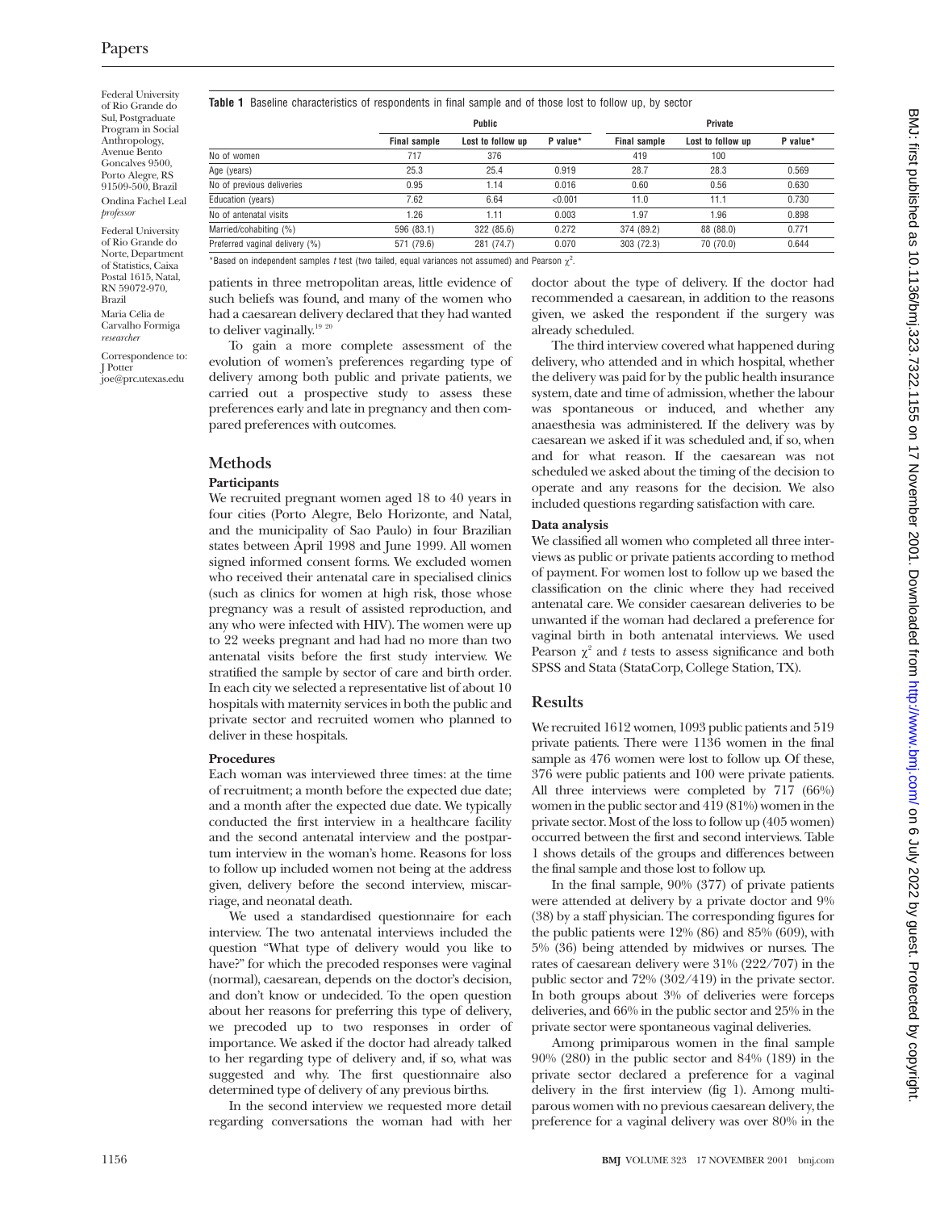Federal University of Rio Grande do Sul, Postgraduate Program in Social Anthropology, Avenue Bento Goncalves 9500, Porto Alegre, RS 91509-500, Brazil

Ondina Fachel Leal *professor*

Federal University of Rio Grande do Norte, Department of Statistics, Caixa Postal 1615, Natal, RN 59072-970, Brazil

Maria Célia de Carvalho Formiga *researcher*

Correspondence to: J Potter joe@prc.utexas.edu

**Table 1** Baseline characteristics of respondents in final sample and of those lost to follow up, by sector

| | Public | | | Private | | |
|---|---|---|---|---|---|---|
| | **Final sample** | **Lost to follow up** | **P value*** | **Final sample** | **Lost to follow up** | **P value*** |
| No of women | 717 | 376 | | 419 | 100 | |
| Age (years) | 25.3 | 25.4 | 0.919 | 28.7 | 28.3 | 0.569 |
| No of previous deliveries | 0.95 | 1.14 | 0.016 | 0.60 | 0.56 | 0.630 |
| Education (years) | 7.62 | 6.64 | <0.001 | 11.0 | 11.1 | 0.730 |
| No of antenatal visits | 1.26 | 1.11 | 0.003 | 1.97 | 1.96 | 0.898 |
| Married/cohabiting (%) | 596 (83.1) | 322 (85.6) | 0.272 | 374 (89.2) | 88 (88.0) | 0.771 |
| Preferred vaginal delivery (%) | 571 (79.6) | 281 (74.7) | 0.070 | 303 (72.3) | 70 (70.0) | 0.644 |

*Based on independent samples *t* test (two tailed, equal variances not assumed) and Pearson $\chi^2$.

patients in three metropolitan areas, little evidence of such beliefs was found, and many of the women who had a caesarean delivery declared that they had wanted to deliver vaginally.[19 20]

To gain a more complete assessment of the evolution of women's preferences regarding type of delivery among both public and private patients, we carried out a prospective study to assess these preferences early and late in pregnancy and then compared preferences with outcomes.

## Methods

### Participants

We recruited pregnant women aged 18 to 40 years in four cities (Porto Alegre, Belo Horizonte, and Natal, and the municipality of Sao Paulo) in four Brazilian states between April 1998 and June 1999. All women signed informed consent forms. We excluded women who received their antenatal care in specialised clinics (such as clinics for women at high risk, those whose pregnancy was a result of assisted reproduction, and any who were infected with HIV). The women were up to 22 weeks pregnant and had had no more than two antenatal visits before the first study interview. We stratified the sample by sector of care and birth order. In each city we selected a representative list of about 10 hospitals with maternity services in both the public and private sector and recruited women who planned to deliver in these hospitals.

### Procedures

Each woman was interviewed three times: at the time of recruitment; a month before the expected due date; and a month after the expected due date. We typically conducted the first interview in a healthcare facility and the second antenatal interview and the postpartum interview in the woman's home. Reasons for loss to follow up included women not being at the address given, delivery before the second interview, miscarriage, and neonatal death.

We used a standardised questionnaire for each interview. The two antenatal interviews included the question "What type of delivery would you like to have?" for which the precoded responses were vaginal (normal), caesarean, depends on the doctor's decision, and don't know or undecided. To the open question about her reasons for preferring this type of delivery, we precoded up to two responses in order of importance. We asked if the doctor had already talked to her regarding type of delivery and, if so, what was suggested and why. The first questionnaire also determined type of delivery of any previous births.

In the second interview we requested more detail regarding conversations the woman had with her doctor about the type of delivery. If the doctor had recommended a caesarean, in addition to the reasons given, we asked the respondent if the surgery was already scheduled.

The third interview covered what happened during delivery, who attended and in which hospital, whether the delivery was paid for by the public health insurance system, date and time of admission, whether the labour was spontaneous or induced, and whether any anaesthesia was administered. If the delivery was by caesarean we asked if it was scheduled and, if so, when and for what reason. If the caesarean was not scheduled we asked about the timing of the decision to operate and any reasons for the decision. We also included questions regarding satisfaction with care.

### Data analysis

We classified all women who completed all three interviews as public or private patients according to method of payment. For women lost to follow up we based the classification on the clinic where they had received antenatal care. We consider caesarean deliveries to be unwanted if the woman had declared a preference for vaginal birth in both antenatal interviews. We used Pearson $\chi^2$ and *t* tests to assess significance and both SPSS and Stata (StataCorp, College Station, TX).

## Results

We recruited 1612 women, 1093 public patients and 519 private patients. There were 1136 women in the final sample as 476 women were lost to follow up. Of these, 376 were public patients and 100 were private patients. All three interviews were completed by 717 (66%) women in the public sector and 419 (81%) women in the private sector. Most of the loss to follow up (405 women) occurred between the first and second interviews. Table 1 shows details of the groups and differences between the final sample and those lost to follow up.

In the final sample, 90% (377) of private patients were attended at delivery by a private doctor and 9% (38) by a staff physician. The corresponding figures for the public patients were 12% (86) and 85% (609), with 5% (36) being attended by midwives or nurses. The rates of caesarean delivery were 31% (222/707) in the public sector and 72% (302/419) in the private sector. In both groups about 3% of deliveries were forceps deliveries, and 66% in the public sector and 25% in the private sector were spontaneous vaginal deliveries.

Among primiparous women in the final sample 90% (280) in the public sector and 84% (189) in the private sector declared a preference for a vaginal delivery in the first interview (fig 1). Among multiparous women with no previous caesarean delivery, the preference for a vaginal delivery was over 80% in the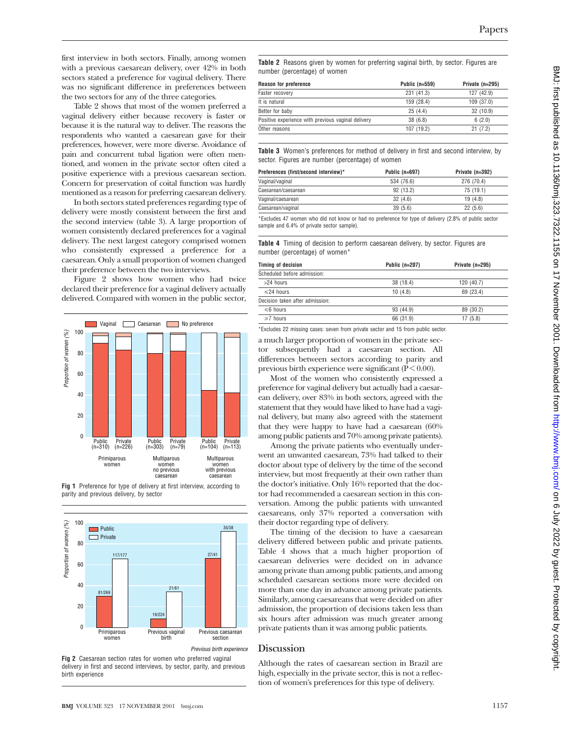first interview in both sectors. Finally, among women with a previous caesarean delivery, over 42% in both sectors stated a preference for vaginal delivery. There was no significant difference in preferences between the two sectors for any of the three categories.

Table 2 shows that most of the women preferred a vaginal delivery either because recovery is faster or because it is the natural way to deliver. The reasons the respondents who wanted a caesarean gave for their preferences, however, were more diverse. Avoidance of pain and concurrent tubal ligation were often mentioned, and women in the private sector often cited a positive experience with a previous caesarean section. Concern for preservation of coital function was hardly mentioned as a reason for preferring caesarean delivery.

In both sectors stated preferences regarding type of delivery were mostly consistent between the first and the second interview (table 3). A large proportion of women consistently declared preferences for a vaginal delivery. The next largest category comprised women who consistently expressed a preference for a caesarean. Only a small proportion of women changed their preference between the two interviews.

Figure 2 shows how women who had twice declared their preference for a vaginal delivery actually delivered. Compared with women in the public sector, a much larger proportion of women in the private sector subsequently had a caesarean section. All differences between sectors according to parity and previous birth experience were significant (P<0.00).

**Fig 1** Preference for type of delivery at first interview, according to parity and previous delivery, by sector

**Fig 2** Caesarean section rates for women who preferred vaginal delivery in first and second interviews, by sector, parity, and previous birth experience

**Table 2** Reasons given by women for preferring vaginal birth, by sector. Figures are number (percentage) of women

| Reason for preference | Public (n=559) | Private (n=295) |
|---|---|---|
| Faster recovery | 231 (41.3) | 127 (42.9) |
| It is natural | 159 (28.4) | 109 (37.0) |
| Better for baby | 25 (4.4) | 32 (10.9) |
| Positive experience with previous vaginal delivery | 38 (6.8) | 6 (2.0) |
| Other reasons | 107 (19.2) | 21 (7.2) |

**Table 3** Women's preferences for method of delivery in first and second interview, by sector. Figures are number (percentage) of women

| Preferences (first/second interview)* | Public (n=697) | Private (n=392) |
|---|---|---|
| Vaginal/vaginal | 534 (76.6) | 276 (70.4) |
| Caesarean/caesarean | 92 (13.2) | 75 (19.1) |
| Vaginal/caesarean | 32 (4.6) | 19 (4.8) |
| Caesarean/vaginal | 39 (5.6) | 22 (5.6) |

*Excludes 47 women who did not know or had no preference for type of delivery (2.8% of public sector sample and 6.4% of private sector sample).

**Table 4** Timing of decision to perform caesarean delivery, by sector. Figures are number (percentage) of women*

| Timing of decision | Public (n=207) | Private (n=295) |
|---|---|---|
| Scheduled before admission: | | |
| >24 hours | 38 (18.4) | 120 (40.7) |
| ≤24 hours | 10 (4.8) | 69 (23.4) |
| Decision taken after admission: | | |
| ≤6 hours | 93 (44.9) | 89 (30.2) |
| ≥7 hours | 66 (31.9) | 17 (5.8) |

*Excludes 22 missing cases: seven from private sector and 15 from public sector.

Most of the women who consistently expressed a preference for vaginal delivery but actually had a caesarean delivery, over 83% in both sectors, agreed with the statement that they would have liked to have had a vaginal delivery, but many also agreed with the statement that they were happy to have had a caesarean (60% among public patients and 70% among private patients).

Among the private patients who eventually underwent an unwanted caesarean, 73% had talked to their doctor about type of delivery by the time of the second interview, but most frequently at their own rather than the doctor's initiative. Only 16% reported that the doctor had recommended a caesarean section in this conversation. Among the public patients with unwanted caesareans, only 37% reported a conversation with their doctor regarding type of delivery.

The timing of the decision to have a caesarean delivery differed between public and private patients. Table 4 shows that a much higher proportion of caesarean deliveries were decided on in advance among private than among public patients, and among scheduled caesarean sections more were decided on more than one day in advance among private patients. Similarly, among caesareans that were decided on after admission, the proportion of decisions taken less than six hours after admission was much greater among private patients than it was among public patients.

## Discussion

Although the rates of caesarean section in Brazil are high, especially in the private sector, this is not a reflection of women's preferences for this type of delivery.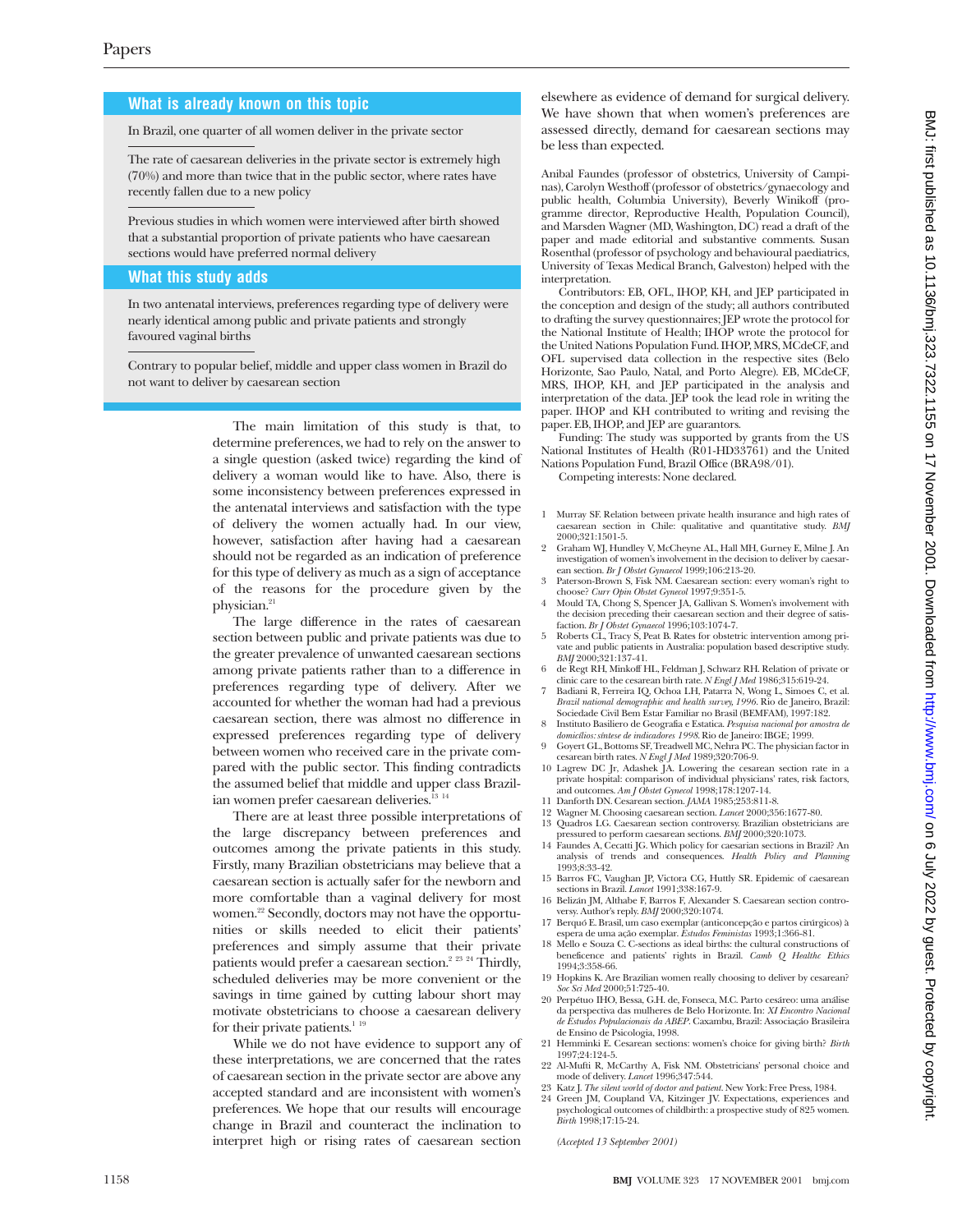## What is already known on this topic

In Brazil, one quarter of all women deliver in the private sector

The rate of caesarean deliveries in the private sector is extremely high (70%) and more than twice that in the public sector, where rates have recently fallen due to a new policy

Previous studies in which women were interviewed after birth showed that a substantial proportion of private patients who have caesarean sections would have preferred normal delivery

## What this study adds

In two antenatal interviews, preferences regarding type of delivery were nearly identical among public and private patients and strongly favoured vaginal births

Contrary to popular belief, middle and upper class women in Brazil do not want to deliver by caesarean section

The main limitation of this study is that, to determine preferences, we had to rely on the answer to a single question (asked twice) regarding the kind of delivery a woman would like to have. Also, there is some inconsistency between preferences expressed in the antenatal interviews and satisfaction with the type of delivery the women actually had. In our view, however, satisfaction after having had a caesarean should not be regarded as an indication of preference for this type of delivery as much as a sign of acceptance of the reasons for the procedure given by the physician.[21]

The large difference in the rates of caesarean section between public and private patients was due to the greater prevalence of unwanted caesarean sections among private patients rather than to a difference in preferences regarding type of delivery. After we accounted for whether the woman had had a previous caesarean section, there was almost no difference in expressed preferences regarding type of delivery between women who received care in the private compared with the public sector. This finding contradicts the assumed belief that middle and upper class Brazilian women prefer caesarean deliveries.[13 14]

There are at least three possible interpretations of the large discrepancy between preferences and outcomes among the private patients in this study. Firstly, many Brazilian obstetricians may believe that a caesarean section is actually safer for the newborn and more comfortable than a vaginal delivery for most women.[22] Secondly, doctors may not have the opportunities or skills needed to elicit their patients' preferences and simply assume that their private patients would prefer a caesarean section.[2 23 24] Thirdly, scheduled deliveries may be more convenient or the savings in time gained by cutting labour short may motivate obstetricians to choose a caesarean delivery for their private patients.[1 19]

While we do not have evidence to support any of these interpretations, we are concerned that the rates of caesarean section in the private sector are above any accepted standard and are inconsistent with women's preferences. We hope that our results will encourage change in Brazil and counteract the inclination to interpret high or rising rates of caesarean section elsewhere as evidence of demand for surgical delivery. We have shown that when women's preferences are assessed directly, demand for caesarean sections may be less than expected.

Anibal Faundes (professor of obstetrics, University of Campinas), Carolyn Westhoff (professor of obstetrics/gynaecology and public health, Columbia University), Beverly Winikoff (programme director, Reproductive Health, Population Council), and Marsden Wagner (MD, Washington, DC) read a draft of the paper and made editorial and substantive comments. Susan Rosenthal (professor of psychology and behavioural paediatrics, University of Texas Medical Branch, Galveston) helped with the interpretation.

Contributors: EB, OFL, IHOP, KH, and JEP participated in the conception and design of the study; all authors contributed to drafting the survey questionnaires; JEP wrote the protocol for the National Institute of Health; IHOP wrote the protocol for the United Nations Population Fund. IHOP, MRS, MCdeCF, and OFL supervised data collection in the respective sites (Belo Horizonte, Sao Paulo, Natal, and Porto Alegre). EB, MCdeCF, MRS, IHOP, KH, and JEP participated in the analysis and interpretation of the data. JEP took the lead role in writing the paper. IHOP and KH contributed to writing and revising the paper. EB, IHOP, and JEP are guarantors.

Funding: The study was supported by grants from the US National Institutes of Health (R01-HD33761) and the United Nations Population Fund, Brazil Office (BRA98/01).

Competing interests: None declared.

1. Murray SF. Relation between private health insurance and high rates of caesarean section in Chile: qualitative and quantitative study. *BMJ* 2000;321:1501-5.
2. Graham WJ, Hundley V, McCheyne AL, Hall MH, Gurney E, Milne J. An investigation of women's involvement in the decision to deliver by caesarean section. *Br J Obstet Gynaecol* 1999;106:213-20.
3. Paterson-Brown S, Fisk NM. Caesarean section: every woman's right to choose? *Curr Opin Obstet Gynecol* 1997;9:351-5.
4. Mould TA, Chong S, Spencer JA, Gallivan S. Women's involvement with the decision preceding their caesarean section and their degree of satisfaction. *Br J Obstet Gynaecol* 1996;103:1074-7.
5. Roberts CL, Tracy S, Peat B. Rates for obstetric intervention among private and public patients in Australia: population based descriptive study. *BMJ* 2000;321:137-41.
6. de Regt RH, Minkoff HL, Feldman J, Schwarz RH. Relation of private or clinic care to the cesarean birth rate. *N Engl J Med* 1986;315:619-24.
7. Badiani R, Ferreira IQ, Ochoa LH, Patarra N, Wong L, Simoes C, et al. *Brazil national demographic and health survey, 1996.* Rio de Janeiro, Brazil: Sociedade Civil Bem Estar Familiar no Brasil (BEMFAM), 1997:182.
8. Instituto Basiliero de Geografia e Estatica. *Pesquisa nacional por amostra de domicílios: síntese de indicadores 1998.* Rio de Janeiro: IBGE; 1999.
9. Goyert GL, Bottoms SF, Treadwell MC, Nehra PC. The physician factor in cesarean birth rates. *N Engl J Med* 1989;320:706-9.
10. Lagrew DC Jr, Adashek JA. Lowering the cesarean section rate in a private hospital: comparison of individual physicians' rates, risk factors, and outcomes. *Am J Obstet Gynecol* 1998;178:1207-14.
11. Danforth DN. Cesarean section. *JAMA* 1985;253:811-8.
12. Wagner M. Choosing caesarean section. *Lancet* 2000;356:1677-80.
13. Quadros LG. Caesarean section controversy. Brazilian obstetricians are pressured to perform caesarean sections. *BMJ* 2000;320:1073.
14. Faundes A, Cecatti JG. Which policy for caesarian sections in Brazil? An analysis of trends and consequences. *Health Policy and Planning* 1993;8:33-42.
15. Barros FC, Vaughan JP, Victora CG, Huttly SR. Epidemic of caesarean sections in Brazil. *Lancet* 1991;338:167-9.
16. Belizán JM, Althabe F, Barros F, Alexander S. Caesarean section controversy. Author's reply. *BMJ* 2000;320:1074.
17. Berquó E. Brasil, um caso exemplar (anticoncepção e partos cirúrgicos) à espera de uma ação exemplar. *Estudos Feministas* 1993;1:366-81.
18. Mello e Souza C. C-sections as ideal births: the cultural constructions of beneficence and patients' rights in Brazil. *Camb Q Healthc Ethics* 1994;3:358-66.
19. Hopkins K. Are Brazilian women really choosing to deliver by cesarean? *Soc Sci Med* 2000;51:725-40.
20. Perpétuo IHO, Bessa, G.H. de, Fonseca, M.C. Parto cesáreo: uma análise da perspectiva das mulheres de Belo Horizonte. In: *XI Encontro Nacional de Estudos Populacionais da ABEP*. Caxambu, Brazil: Associação Brasileira de Ensino de Psicologia, 1998.
21. Hemminki E. Cesarean sections: women's choice for giving birth? *Birth* 1997;24:124-5.
22. Al-Mufti R, McCarthy A, Fisk NM. Obstetricians' personal choice and mode of delivery. *Lancet* 1996;347:544.
23. Katz J. *The silent world of doctor and patient.* New York: Free Press, 1984.
24. Green JM, Coupland VA, Kitzinger JV. Expectations, experiences and psychological outcomes of childbirth: a prospective study of 825 women. *Birth* 1998;17:15-24.

*(Accepted 13 September 2001)*